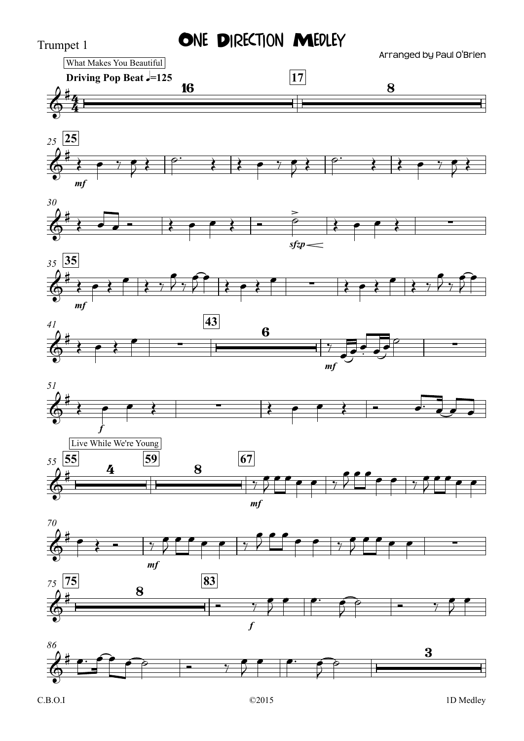Trumpet 1

# One Direction Medley

Arranged by Paul O'Brien

What Makes You Beautiful

**Driving Pop Beat ♩=125**

Live While We're Young

C.B.O.I ©2015 1D Medley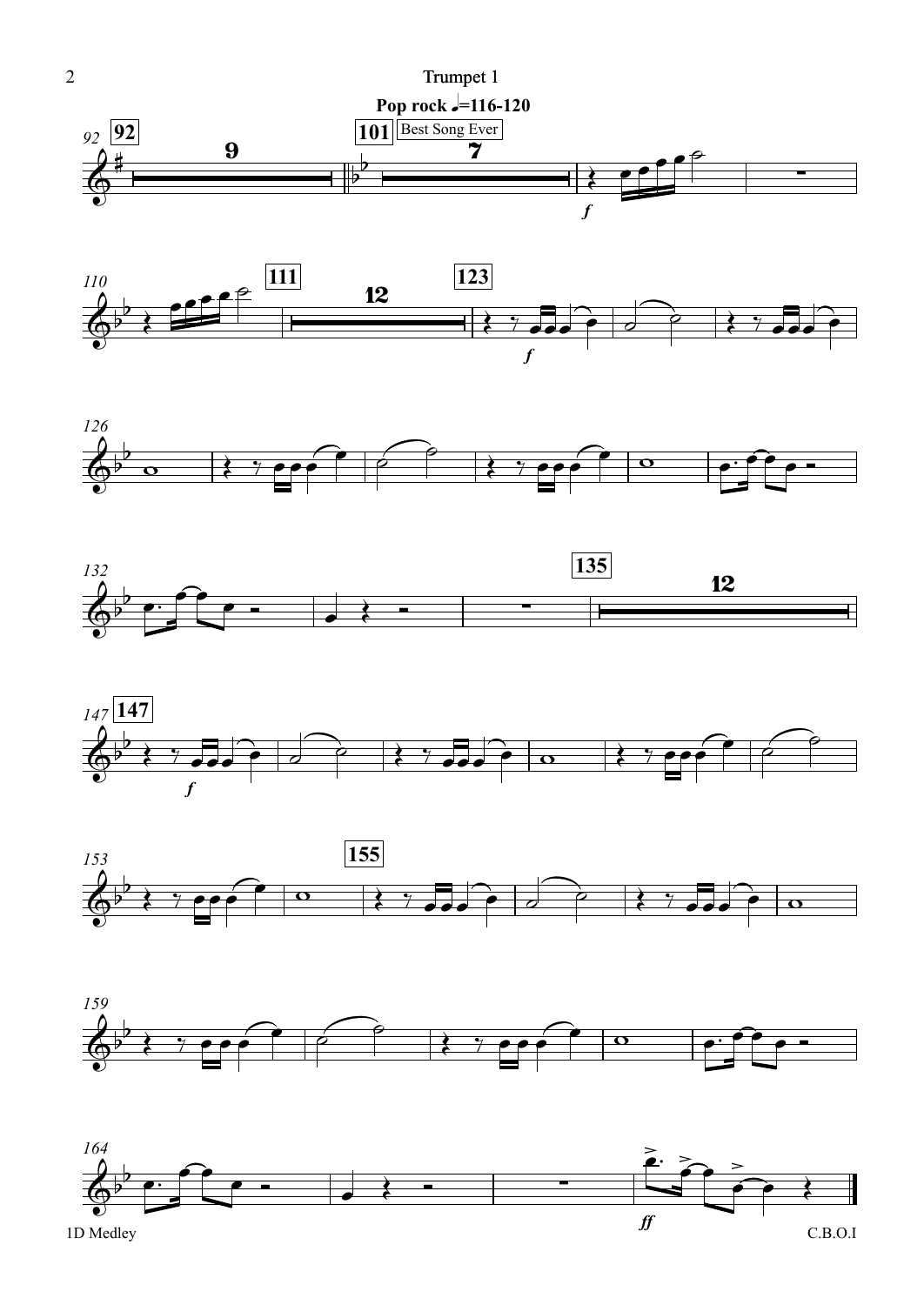Trumpet 1

Pop rock ♩=116-120

Best Song Ever